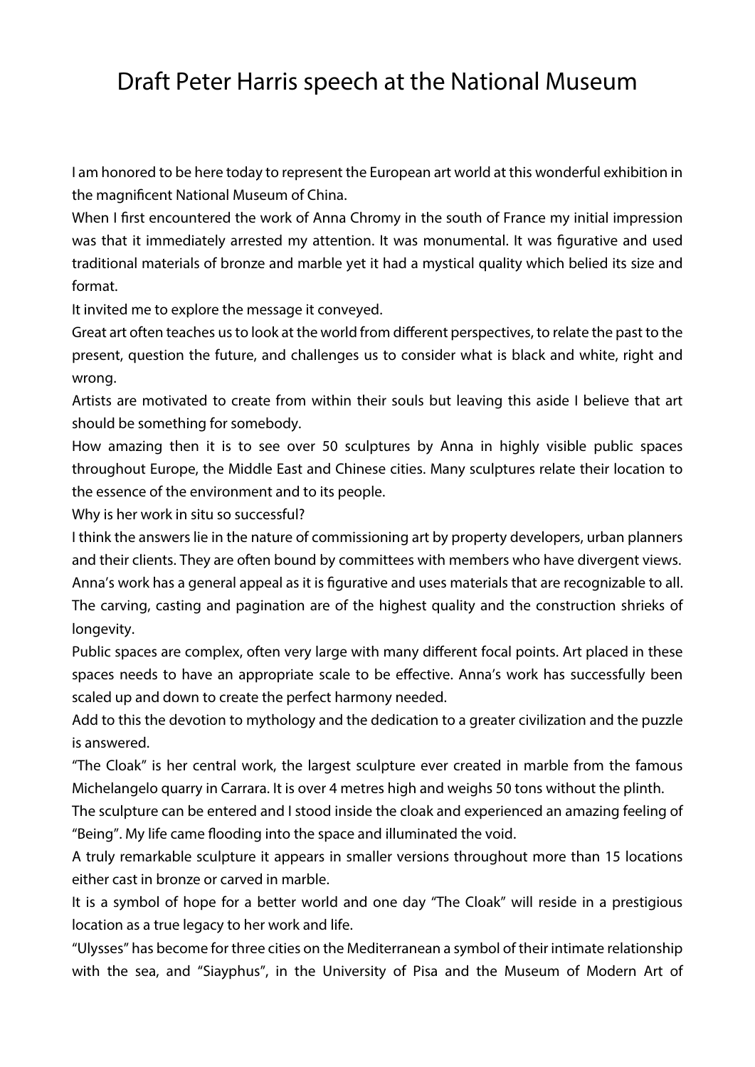# Draft Peter Harris speech at the National Museum

I am honored to be here today to represent the European art world at this wonderful exhibition in the magnificent National Museum of China.

When I first encountered the work of Anna Chromy in the south of France my initial impression was that it immediately arrested my attention. It was monumental. It was figurative and used traditional materials of bronze and marble yet it had a mystical quality which belied its size and format.

It invited me to explore the message it conveyed.

Great art often teaches us to look at the world from different perspectives, to relate the past to the present, question the future, and challenges us to consider what is black and white, right and wrong.

Artists are motivated to create from within their souls but leaving this aside I believe that art should be something for somebody.

How amazing then it is to see over 50 sculptures by Anna in highly visible public spaces throughout Europe, the Middle East and Chinese cities. Many sculptures relate their location to the essence of the environment and to its people.

Why is her work in situ so successful?

I think the answers lie in the nature of commissioning art by property developers, urban planners and their clients. They are often bound by committees with members who have divergent views. Anna's work has a general appeal as it is figurative and uses materials that are recognizable to all. The carving, casting and pagination are of the highest quality and the construction shrieks of longevity.

Public spaces are complex, often very large with many different focal points. Art placed in these spaces needs to have an appropriate scale to be effective. Anna's work has successfully been scaled up and down to create the perfect harmony needed.

Add to this the devotion to mythology and the dedication to a greater civilization and the puzzle is answered.

"The Cloak" is her central work, the largest sculpture ever created in marble from the famous Michelangelo quarry in Carrara. It is over 4 metres high and weighs 50 tons without the plinth.

The sculpture can be entered and I stood inside the cloak and experienced an amazing feeling of "Being". My life came flooding into the space and illuminated the void.

A truly remarkable sculpture it appears in smaller versions throughout more than 15 locations either cast in bronze or carved in marble.

It is a symbol of hope for a better world and one day "The Cloak" will reside in a prestigious location as a true legacy to her work and life.

"Ulysses" has become for three cities on the Mediterranean a symbol of their intimate relationship with the sea, and "Siayphus", in the University of Pisa and the Museum of Modern Art of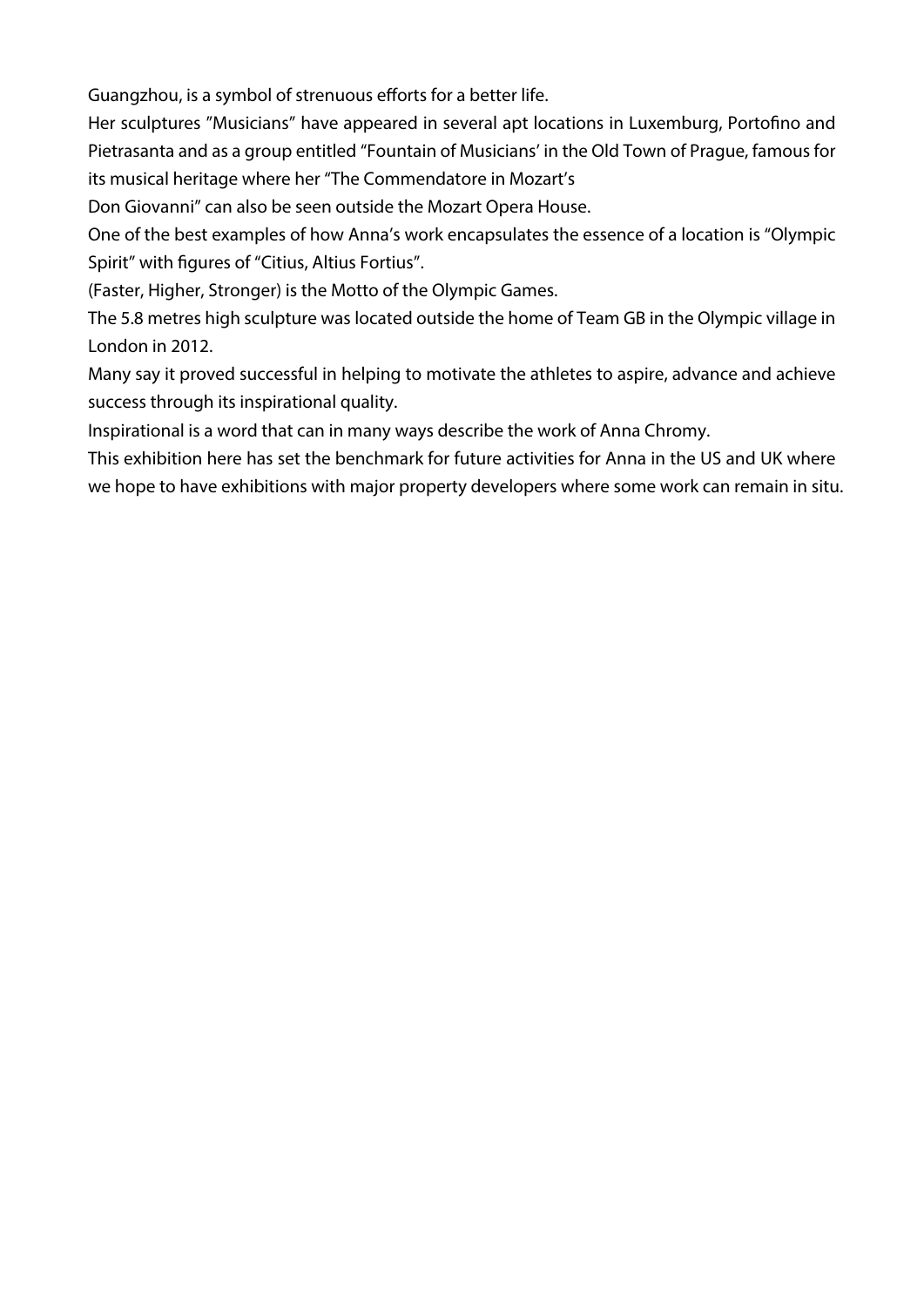Guangzhou, is a symbol of strenuous efforts for a better life.

Her sculptures "Musicians" have appeared in several apt locations in Luxemburg, Portofino and Pietrasanta and as a group entitled "Fountain of Musicians' in the Old Town of Prague, famous for its musical heritage where her "The Commendatore in Mozart's Don Giovanni" can also be seen outside the Mozart Opera House.

One of the best examples of how Anna's work encapsulates the essence of a location is "Olympic Spirit" with figures of "Citius, Altius Fortius".

(Faster, Higher, Stronger) is the Motto of the Olympic Games.

The 5.8 metres high sculpture was located outside the home of Team GB in the Olympic village in London in 2012.

Many say it proved successful in helping to motivate the athletes to aspire, advance and achieve success through its inspirational quality.

Inspirational is a word that can in many ways describe the work of Anna Chromy.

This exhibition here has set the benchmark for future activities for Anna in the US and UK where we hope to have exhibitions with major property developers where some work can remain in situ.